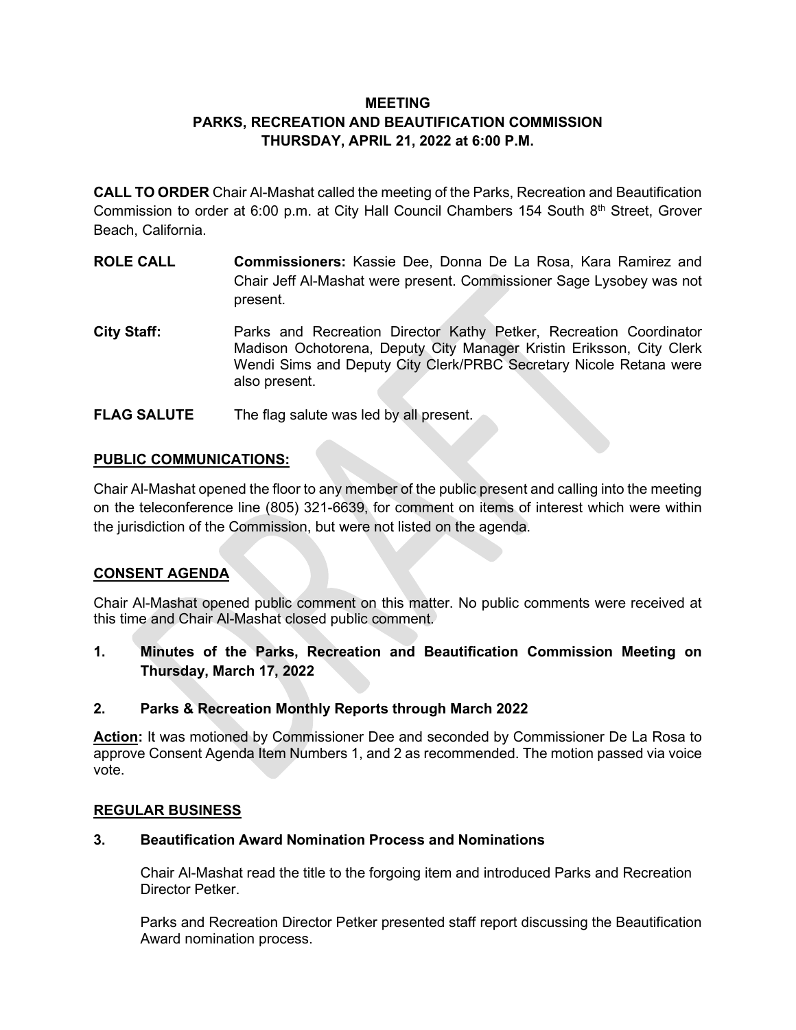# MEETING
# PARKS, RECREATION AND BEAUTIFICATION COMMISSION
# THURSDAY, APRIL 21, 2022 at 6:00 P.M.

**CALL TO ORDER** Chair Al-Mashat called the meeting of the Parks, Recreation and Beautification Commission to order at 6:00 p.m. at City Hall Council Chambers 154 South 8th Street, Grover Beach, California.

**ROLE CALL** **Commissioners:** Kassie Dee, Donna De La Rosa, Kara Ramirez and Chair Jeff Al-Mashat were present. Commissioner Sage Lysobey was not present.

**City Staff:** Parks and Recreation Director Kathy Petker, Recreation Coordinator Madison Ochotorena, Deputy City Manager Kristin Eriksson, City Clerk Wendi Sims and Deputy City Clerk/PRBC Secretary Nicole Retana were also present.

**FLAG SALUTE** The flag salute was led by all present.

## PUBLIC COMMUNICATIONS:

Chair Al-Mashat opened the floor to any member of the public present and calling into the meeting on the teleconference line (805) 321-6639, for comment on items of interest which were within the jurisdiction of the Commission, but were not listed on the agenda.

## CONSENT AGENDA

Chair Al-Mashat opened public comment on this matter. No public comments were received at this time and Chair Al-Mashat closed public comment.

### 1. Minutes of the Parks, Recreation and Beautification Commission Meeting on Thursday, March 17, 2022

### 2. Parks & Recreation Monthly Reports through March 2022

**Action:** It was motioned by Commissioner Dee and seconded by Commissioner De La Rosa to approve Consent Agenda Item Numbers 1, and 2 as recommended. The motion passed via voice vote.

## REGULAR BUSINESS

### 3. Beautification Award Nomination Process and Nominations

Chair Al-Mashat read the title to the forgoing item and introduced Parks and Recreation Director Petker.

Parks and Recreation Director Petker presented staff report discussing the Beautification Award nomination process.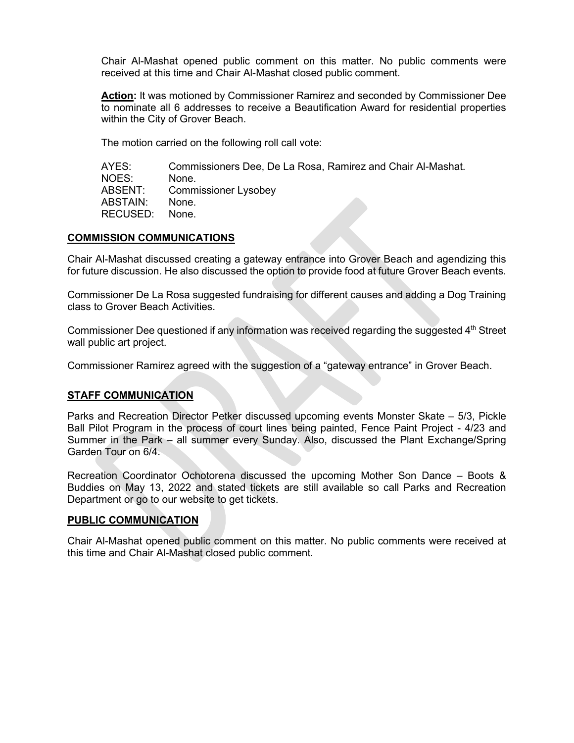Chair Al-Mashat opened public comment on this matter. No public comments were received at this time and Chair Al-Mashat closed public comment.

**Action:** It was motioned by Commissioner Ramirez and seconded by Commissioner Dee to nominate all 6 addresses to receive a Beautification Award for residential properties within the City of Grover Beach.

The motion carried on the following roll call vote:

| | |
|---|---|
| AYES: | Commissioners Dee, De La Rosa, Ramirez and Chair Al-Mashat. |
| NOES: | None. |
| ABSENT: | Commissioner Lysobey |
| ABSTAIN: | None. |
| RECUSED: | None. |

## COMMISSION COMMUNICATIONS

Chair Al-Mashat discussed creating a gateway entrance into Grover Beach and agendizing this for future discussion. He also discussed the option to provide food at future Grover Beach events.

Commissioner De La Rosa suggested fundraising for different causes and adding a Dog Training class to Grover Beach Activities.

Commissioner Dee questioned if any information was received regarding the suggested 4th Street wall public art project.

Commissioner Ramirez agreed with the suggestion of a "gateway entrance" in Grover Beach.

## STAFF COMMUNICATION

Parks and Recreation Director Petker discussed upcoming events Monster Skate – 5/3, Pickle Ball Pilot Program in the process of court lines being painted, Fence Paint Project - 4/23 and Summer in the Park – all summer every Sunday. Also, discussed the Plant Exchange/Spring Garden Tour on 6/4.

Recreation Coordinator Ochotorena discussed the upcoming Mother Son Dance – Boots & Buddies on May 13, 2022 and stated tickets are still available so call Parks and Recreation Department or go to our website to get tickets.

## PUBLIC COMMUNICATION

Chair Al-Mashat opened public comment on this matter. No public comments were received at this time and Chair Al-Mashat closed public comment.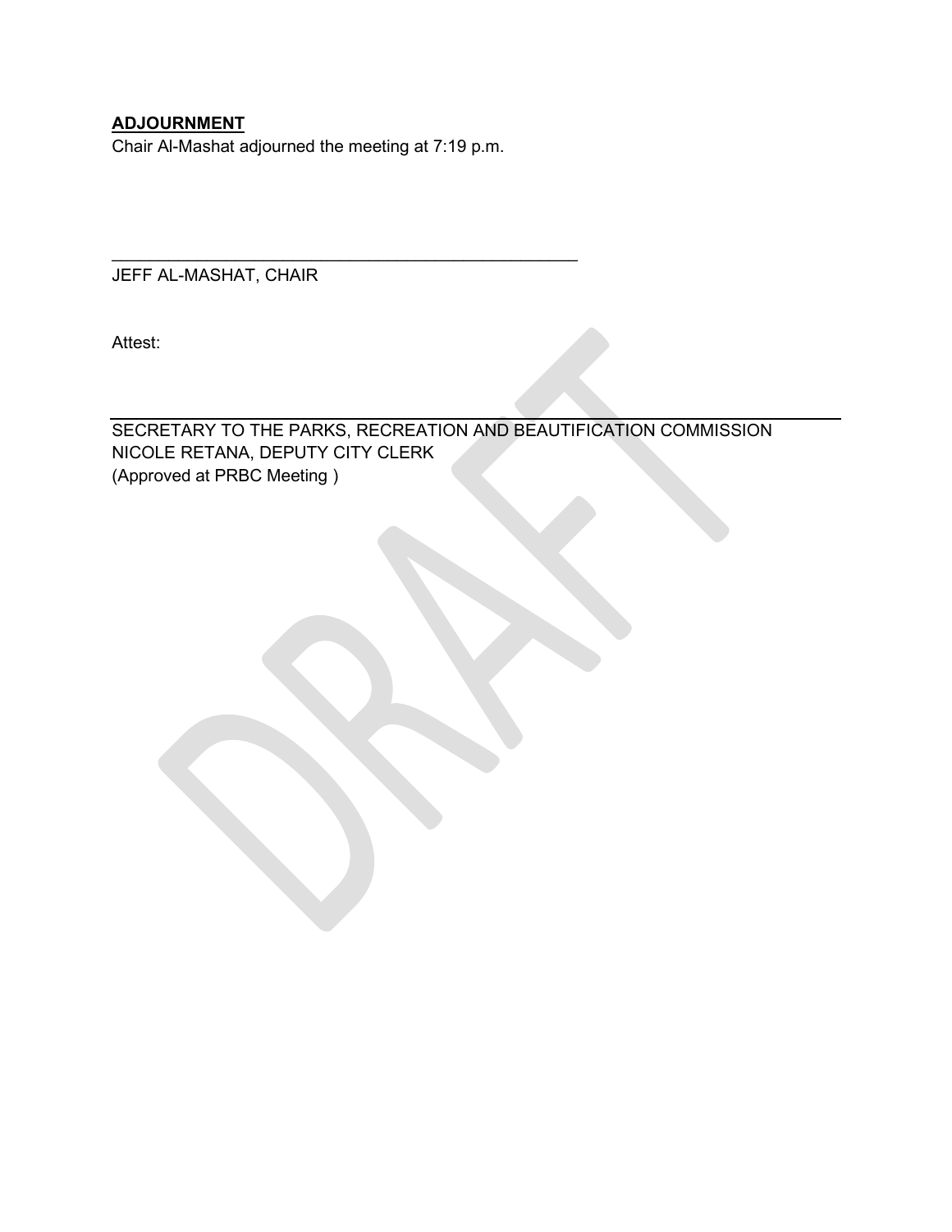**ADJOURNMENT**

Chair Al-Mashat adjourned the meeting at 7:19 p.m.

\_\_\_\_\_\_\_\_\_\_\_\_\_\_\_\_\_\_\_\_\_\_\_\_\_\_\_\_\_\_\_\_\_\_\_\_\_\_\_\_\_\_\_\_\_\_\_\_\_\_

JEFF AL-MASHAT, CHAIR

Attest:

\_\_\_\_\_\_\_\_\_\_\_\_\_\_\_\_\_\_\_\_\_\_\_\_\_\_\_\_\_\_\_\_\_\_\_\_\_\_\_\_\_\_\_\_\_\_\_\_\_\_\_\_\_\_\_\_\_\_\_\_\_\_\_\_\_\_\_\_\_\_\_\_\_\_\_\_

SECRETARY TO THE PARKS, RECREATION AND BEAUTIFICATION COMMISSION
NICOLE RETANA, DEPUTY CITY CLERK
(Approved at PRBC Meeting )

DRAFT